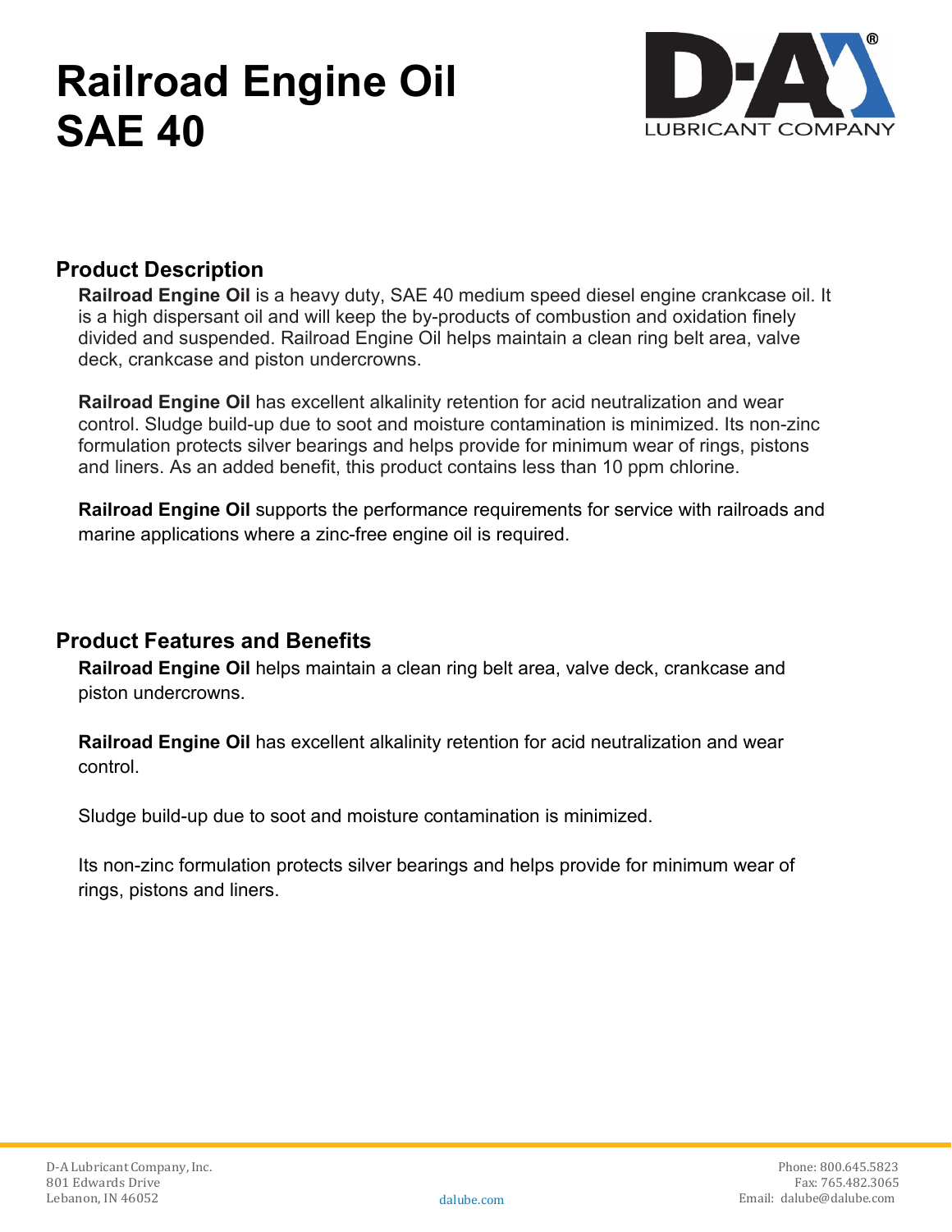# Railroad Engine Oil SAE 40

D-A LUBRICANT COMPANY

## Product Description

**Railroad Engine Oil** is a heavy duty, SAE 40 medium speed diesel engine crankcase oil. It is a high dispersant oil and will keep the by-products of combustion and oxidation finely divided and suspended. Railroad Engine Oil helps maintain a clean ring belt area, valve deck, crankcase and piston undercrowns.

**Railroad Engine Oil** has excellent alkalinity retention for acid neutralization and wear control. Sludge build-up due to soot and moisture contamination is minimized. Its non-zinc formulation protects silver bearings and helps provide for minimum wear of rings, pistons and liners. As an added benefit, this product contains less than 10 ppm chlorine.

**Railroad Engine Oil** supports the performance requirements for service with railroads and marine applications where a zinc-free engine oil is required.

## Product Features and Benefits

**Railroad Engine Oil** helps maintain a clean ring belt area, valve deck, crankcase and piston undercrowns.

**Railroad Engine Oil** has excellent alkalinity retention for acid neutralization and wear control.

Sludge build-up due to soot and moisture contamination is minimized.

Its non-zinc formulation protects silver bearings and helps provide for minimum wear of rings, pistons and liners.

D-A Lubricant Company, Inc.
801 Edwards Drive
Lebanon, IN 46052

dalube.com

Phone: 800.645.5823
Fax: 765.482.3065
Email: dalube@dalube.com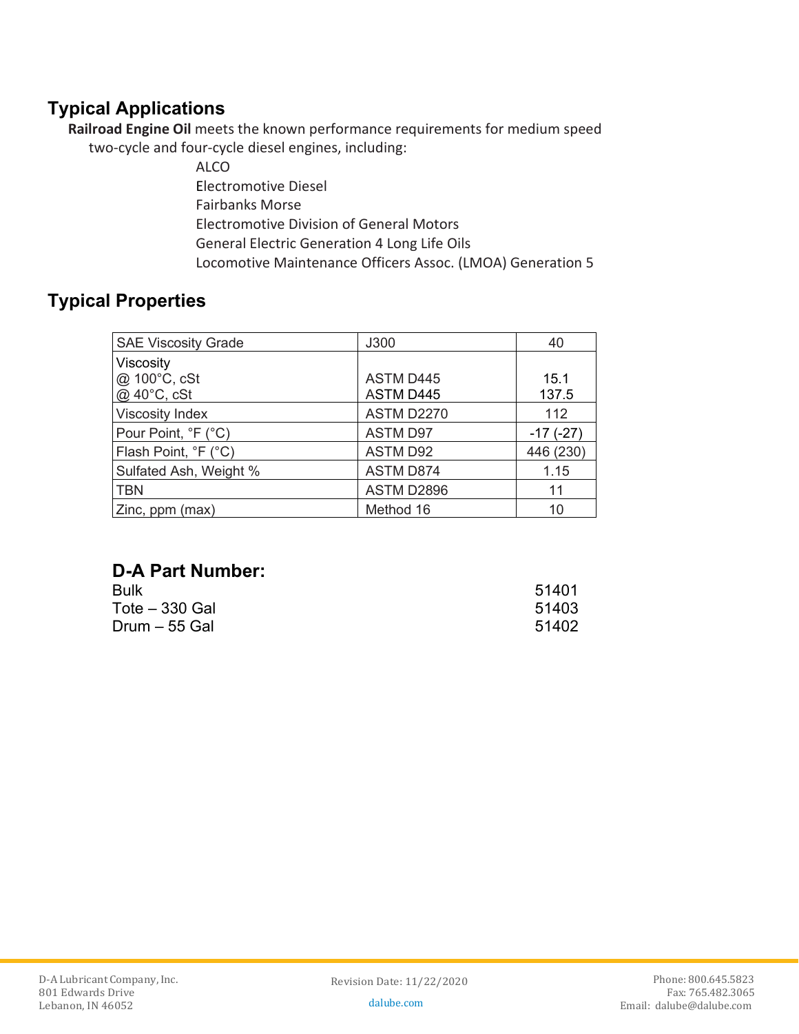## Typical Applications

**Railroad Engine Oil** meets the known performance requirements for medium speed two-cycle and four-cycle diesel engines, including:

- ALCO
- Electromotive Diesel
- Fairbanks Morse
- Electromotive Division of General Motors
- General Electric Generation 4 Long Life Oils
- Locomotive Maintenance Officers Assoc. (LMOA) Generation 5

## Typical Properties

| | | |
|---|---|---|
| SAE Viscosity Grade | J300 | 40 |
| Viscosity<br>@ 100°C, cSt<br>@ 40°C, cSt | <br>ASTM D445<br>ASTM D445 | <br>15.1<br>137.5 |
| Viscosity Index | ASTM D2270 | 112 |
| Pour Point, °F (°C) | ASTM D97 | -17 (-27) |
| Flash Point, °F (°C) | ASTM D92 | 446 (230) |
| Sulfated Ash, Weight % | ASTM D874 | 1.15 |
| TBN | ASTM D2896 | 11 |
| Zinc, ppm (max) | Method 16 | 10 |

## D-A Part Number:

| | |
|---|---|
| Bulk | 51401 |
| Tote – 330 Gal | 51403 |
| Drum – 55 Gal | 51402 |

D-A Lubricant Company, Inc.
801 Edwards Drive
Lebanon, IN 46052

Revision Date: 11/22/2020
dalube.com

Phone: 800.645.5823
Fax: 765.482.3065
Email: dalube@dalube.com